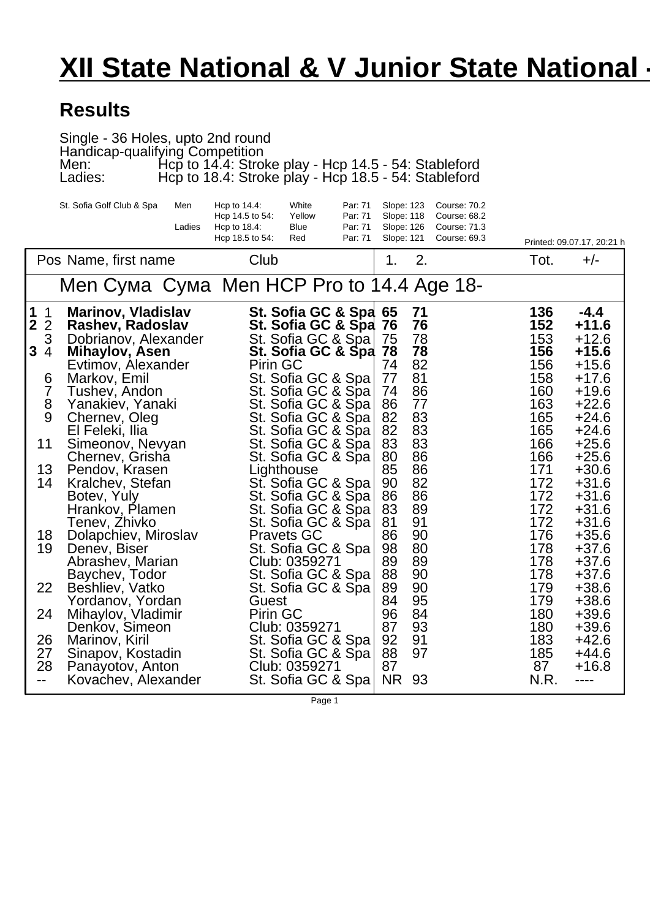# XII State National & V Junior State National -

## Results

Single - 36 Holes, upto 2nd round
Handicap-qualifying Competition
Men: Hcp to 14.4: Stroke play - Hcp 14.5 - 54: Stableford
Ladies: Hcp to 18.4: Stroke play - Hcp 18.5 - 54: Stableford

| St. Sofia Golf Club & Spa | | | | | | |
|---|---|---|---|---|---|---|
| Men | Hcp to 14.4: | White | Par: 71 | Slope: 123 | Course: 70.2 |
| | Hcp 14.5 to 54: | Yellow | Par: 71 | Slope: 118 | Course: 68.2 |
| Ladies | Hcp to 18.4: | Blue | Par: 71 | Slope: 126 | Course: 71.3 |
| | Hcp 18.5 to 54: | Red | Par: 71 | Slope: 121 | Course: 69.3 |

Printed: 09.07.17, 20:21 h

### Men Сума Сума Men HCP Pro to 14.4 Age 18-

| | Pos | Name, first name | Club | 1. | 2. | Tot. | +/- |
|---|---|---|---|---|---|---|---|
| **1** | 1 | **Marinov, Vladislav** | **St. Sofia GC & Spa** | **65** | **71** | **136** | **-4.4** |
| **2** | 2 | **Rashev, Radoslav** | **St. Sofia GC & Spa** | **76** | **76** | **152** | **+11.6** |
| | 3 | Dobrianov, Alexander | St. Sofia GC & Spa | 75 | 78 | 153 | +12.6 |
| **3** | 4 | **Mihaylov, Asen** | **St. Sofia GC & Spa** | **78** | **78** | **156** | **+15.6** |
| | | Evtimov, Alexander | Pirin GC | 74 | 82 | 156 | +15.6 |
| | 6 | Markov, Emil | St. Sofia GC & Spa | 77 | 81 | 158 | +17.6 |
| | 7 | Tushev, Andon | St. Sofia GC & Spa | 74 | 86 | 160 | +19.6 |
| | 8 | Yanakiev, Yanaki | St. Sofia GC & Spa | 86 | 77 | 163 | +22.6 |
| | 9 | Chernev, Oleg | St. Sofia GC & Spa | 82 | 83 | 165 | +24.6 |
| | | El Feleki, Ilia | St. Sofia GC & Spa | 82 | 83 | 165 | +24.6 |
| | 11 | Simeonov, Nevyan | St. Sofia GC & Spa | 83 | 83 | 166 | +25.6 |
| | | Chernev, Grisha | St. Sofia GC & Spa | 80 | 86 | 166 | +25.6 |
| | 13 | Pendov, Krasen | Lighthouse | 85 | 86 | 171 | +30.6 |
| | 14 | Kralchev, Stefan | St. Sofia GC & Spa | 90 | 82 | 172 | +31.6 |
| | | Botev, Yuly | St. Sofia GC & Spa | 86 | 86 | 172 | +31.6 |
| | | Hrankov, Plamen | St. Sofia GC & Spa | 83 | 89 | 172 | +31.6 |
| | | Tenev, Zhivko | St. Sofia GC & Spa | 81 | 91 | 172 | +31.6 |
| | 18 | Dolapchiev, Miroslav | Pravets GC | 86 | 90 | 176 | +35.6 |
| | 19 | Denev, Biser | St. Sofia GC & Spa | 98 | 80 | 178 | +37.6 |
| | | Abrashev, Marian | Club: 0359271 | 89 | 89 | 178 | +37.6 |
| | | Baychev, Todor | St. Sofia GC & Spa | 88 | 90 | 178 | +37.6 |
| | 22 | Beshliev, Vatko | St. Sofia GC & Spa | 89 | 90 | 179 | +38.6 |
| | | Yordanov, Yordan | Guest | 84 | 95 | 179 | +38.6 |
| | 24 | Mihaylov, Vladimir | Pirin GC | 96 | 84 | 180 | +39.6 |
| | | Denkov, Simeon | Club: 0359271 | 87 | 93 | 180 | +39.6 |
| | 26 | Marinov, Kiril | St. Sofia GC & Spa | 92 | 91 | 183 | +42.6 |
| | 27 | Sinapov, Kostadin | St. Sofia GC & Spa | 88 | 97 | 185 | +44.6 |
| | 28 | Panayotov, Anton | Club: 0359271 | 87 | | 87 | +16.8 |
| | -- | Kovachev, Alexander | St. Sofia GC & Spa | NR | 93 | N.R. | ---- |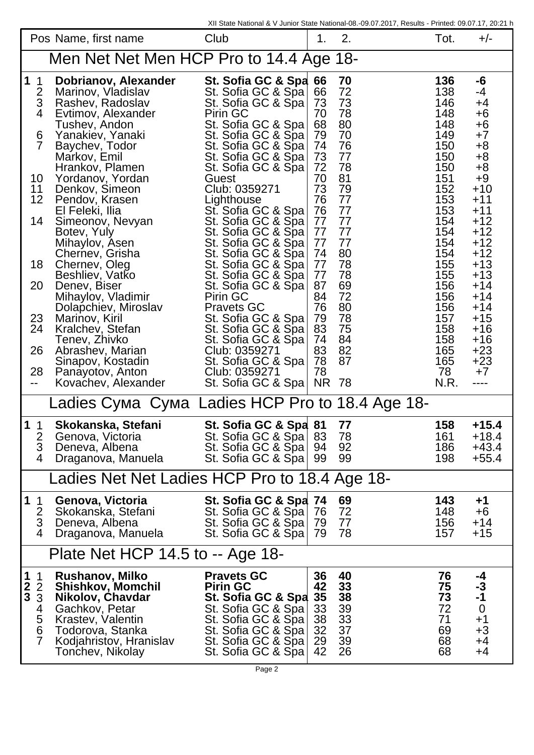| Pos | | Name, first name | Club | 1. | 2. | Tot. | +/- |
|---|---|---|---|---|---|---|---|
| **Men Net Net Men HCP Pro to 14.4 Age 18-** | | | | | | | |
| **1** | 1 | **Dobrianov, Alexander** | **St. Sofia GC & Spa** | **66** | **70** | **136** | **-6** |
| | 2 | Marinov, Vladislav | St. Sofia GC & Spa | 66 | 72 | 138 | -4 |
| | 3 | Rashev, Radoslav | St. Sofia GC & Spa | 73 | 73 | 146 | +4 |
| | 4 | Evtimov, Alexander | Pirin GC | 70 | 78 | 148 | +6 |
| | | Tushev, Andon | St. Sofia GC & Spa | 68 | 80 | 148 | +6 |
| | 6 | Yanakiev, Yanaki | St. Sofia GC & Spa | 79 | 70 | 149 | +7 |
| | 7 | Baychev, Todor | St. Sofia GC & Spa | 74 | 76 | 150 | +8 |
| | | Markov, Emil | St. Sofia GC & Spa | 73 | 77 | 150 | +8 |
| | | Hrankov, Plamen | St. Sofia GC & Spa | 72 | 78 | 150 | +8 |
| | 10 | Yordanov, Yordan | Guest | 70 | 81 | 151 | +9 |
| | 11 | Denkov, Simeon | Club: 0359271 | 73 | 79 | 152 | +10 |
| | 12 | Pendov, Krasen | Lighthouse | 76 | 77 | 153 | +11 |
| | | El Feleki, Ilia | St. Sofia GC & Spa | 76 | 77 | 153 | +11 |
| | 14 | Simeonov, Nevyan | St. Sofia GC & Spa | 77 | 77 | 154 | +12 |
| | | Botev, Yuly | St. Sofia GC & Spa | 77 | 77 | 154 | +12 |
| | | Mihaylov, Asen | St. Sofia GC & Spa | 77 | 77 | 154 | +12 |
| | | Chernev, Grisha | St. Sofia GC & Spa | 74 | 80 | 154 | +12 |
| | 18 | Chernev, Oleg | St. Sofia GC & Spa | 77 | 78 | 155 | +13 |
| | | Beshliev, Vatko | St. Sofia GC & Spa | 77 | 78 | 155 | +13 |
| | 20 | Denev, Biser | St. Sofia GC & Spa | 87 | 69 | 156 | +14 |
| | | Mihaylov, Vladimir | Pirin GC | 84 | 72 | 156 | +14 |
| | | Dolapchiev, Miroslav | Pravets GC | 76 | 80 | 156 | +14 |
| | 23 | Marinov, Kiril | St. Sofia GC & Spa | 79 | 78 | 157 | +15 |
| | 24 | Kralchev, Stefan | St. Sofia GC & Spa | 83 | 75 | 158 | +16 |
| | | Tenev, Zhivko | St. Sofia GC & Spa | 74 | 84 | 158 | +16 |
| | 26 | Abrashev, Marian | Club: 0359271 | 83 | 82 | 165 | +23 |
| | | Sinapov, Kostadin | St. Sofia GC & Spa | 78 | 87 | 165 | +23 |
| | 28 | Panayotov, Anton | Club: 0359271 | 78 | | 78 | +7 |
| | -- | Kovachev, Alexander | St. Sofia GC & Spa | NR | 78 | N.R. | ---- |
| **Ladies Сума Сума Ladies HCP Pro to 18.4 Age 18-** | | | | | | | |
| **1** | 1 | **Skokanska, Stefani** | **St. Sofia GC & Spa** | **81** | **77** | **158** | **+15.4** |
| | 2 | Genova, Victoria | St. Sofia GC & Spa | 83 | 78 | 161 | +18.4 |
| | 3 | Deneva, Albena | St. Sofia GC & Spa | 94 | 92 | 186 | +43.4 |
| | 4 | Draganova, Manuela | St. Sofia GC & Spa | 99 | 99 | 198 | +55.4 |
| **Ladies Net Net Ladies HCP Pro to 18.4 Age 18-** | | | | | | | |
| **1** | 1 | **Genova, Victoria** | **St. Sofia GC & Spa** | **74** | **69** | **143** | **+1** |
| | 2 | Skokanska, Stefani | St. Sofia GC & Spa | 76 | 72 | 148 | +6 |
| | 3 | Deneva, Albena | St. Sofia GC & Spa | 79 | 77 | 156 | +14 |
| | 4 | Draganova, Manuela | St. Sofia GC & Spa | 79 | 78 | 157 | +15 |
| **Plate Net HCP 14.5 to -- Age 18-** | | | | | | | |
| **1** | 1 | **Rushanov, Milko** | **Pravets GC** | **36** | **40** | **76** | **-4** |
| **2** | 2 | **Shishkov, Momchil** | **Pirin GC** | **42** | **33** | **75** | **-3** |
| **3** | 3 | **Nikolov, Chavdar** | **St. Sofia GC & Spa** | **35** | **38** | **73** | **-1** |
| | 4 | Gachkov, Petar | St. Sofia GC & Spa | 33 | 39 | 72 | 0 |
| | 5 | Krastev, Valentin | St. Sofia GC & Spa | 38 | 33 | 71 | +1 |
| | 6 | Todorova, Stanka | St. Sofia GC & Spa | 32 | 37 | 69 | +3 |
| | 7 | Kodjahristov, Hranislav | St. Sofia GC & Spa | 29 | 39 | 68 | +4 |
| | | Tonchev, Nikolay | St. Sofia GC & Spa | 42 | 26 | 68 | +4 |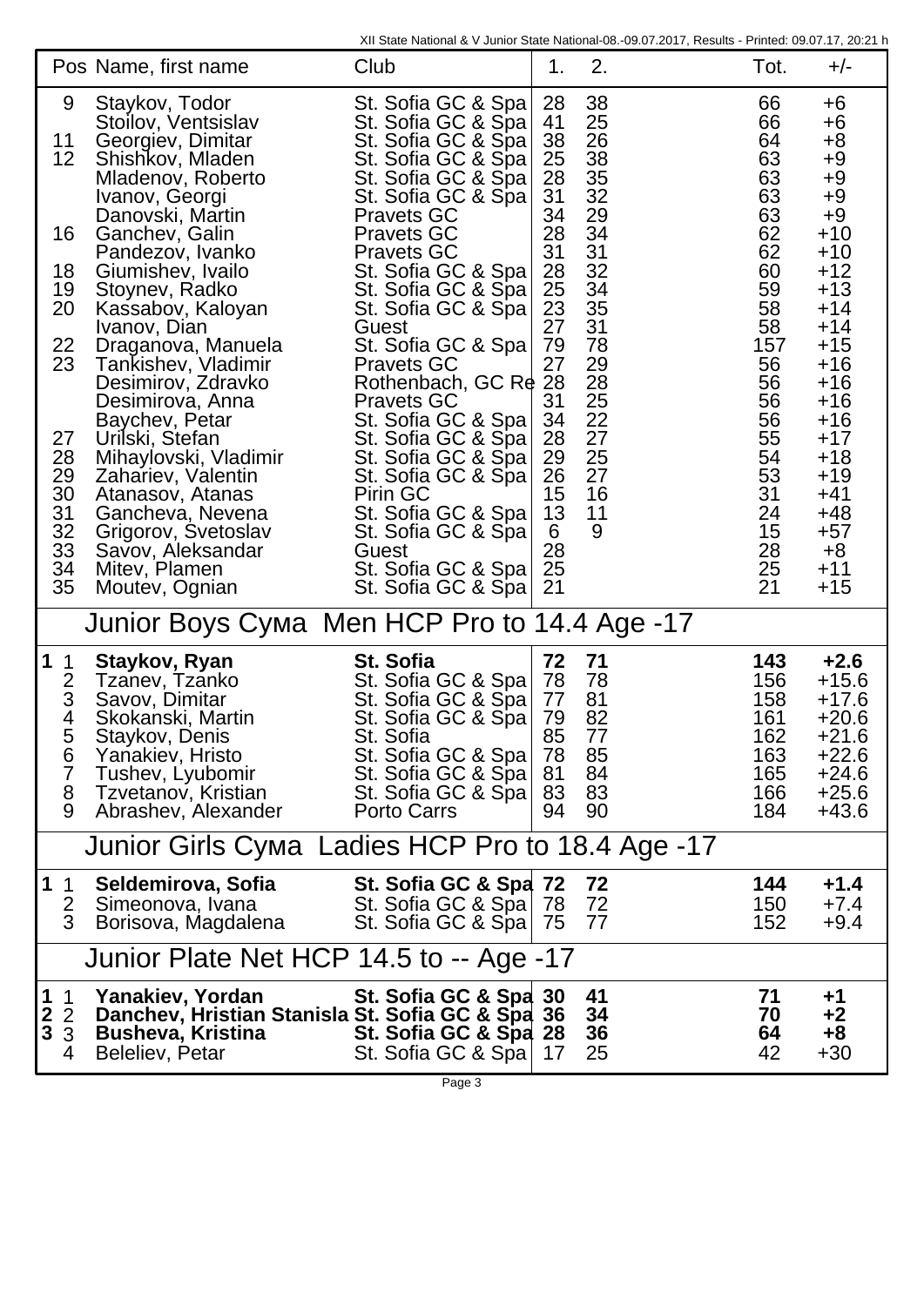| Pos | Name, first name | Club | 1. | 2. | Tot. | +/- |
|---|---|---|---|---|---|---|
| 9 | Staykov, Todor | St. Sofia GC & Spa | 28 | 38 | 66 | +6 |
| | Stoilov, Ventsislav | St. Sofia GC & Spa | 41 | 25 | 66 | +6 |
| 11 | Georgiev, Dimitar | St. Sofia GC & Spa | 38 | 26 | 64 | +8 |
| 12 | Shishkov, Mladen | St. Sofia GC & Spa | 25 | 38 | 63 | +9 |
| | Mladenov, Roberto | St. Sofia GC & Spa | 28 | 35 | 63 | +9 |
| | Ivanov, Georgi | St. Sofia GC & Spa | 31 | 32 | 63 | +9 |
| | Danovski, Martin | Pravets GC | 34 | 29 | 63 | +9 |
| 16 | Ganchev, Galin | Pravets GC | 28 | 34 | 62 | +10 |
| | Pandezov, Ivanko | Pravets GC | 31 | 31 | 62 | +10 |
| 18 | Giumishev, Ivailo | St. Sofia GC & Spa | 28 | 32 | 60 | +12 |
| 19 | Stoynev, Radko | St. Sofia GC & Spa | 25 | 34 | 59 | +13 |
| 20 | Kassabov, Kaloyan | St. Sofia GC & Spa | 23 | 35 | 58 | +14 |
| | Ivanov, Dian | Guest | 27 | 31 | 58 | +14 |
| 22 | Draganova, Manuela | St. Sofia GC & Spa | 79 | 78 | 157 | +15 |
| 23 | Tankishev, Vladimir | Pravets GC | 27 | 29 | 56 | +16 |
| | Desimirov, Zdravko | Rothenbach, GC Re | 28 | 28 | 56 | +16 |
| | Desimirova, Anna | Pravets GC | 31 | 25 | 56 | +16 |
| | Baychev, Petar | St. Sofia GC & Spa | 34 | 22 | 56 | +16 |
| 27 | Urilski, Stefan | St. Sofia GC & Spa | 28 | 27 | 55 | +17 |
| 28 | Mihaylovski, Vladimir | St. Sofia GC & Spa | 29 | 25 | 54 | +18 |
| 29 | Zahariev, Valentin | St. Sofia GC & Spa | 26 | 27 | 53 | +19 |
| 30 | Atanasov, Atanas | Pirin GC | 15 | 16 | 31 | +41 |
| 31 | Gancheva, Nevena | St. Sofia GC & Spa | 13 | 11 | 24 | +48 |
| 32 | Grigorov, Svetoslav | St. Sofia GC & Spa | 6 | 9 | 15 | +57 |
| 33 | Savov, Aleksandar | Guest | 28 | | 28 | +8 |
| 34 | Mitev, Plamen | St. Sofia GC & Spa | 25 | | 25 | +11 |
| 35 | Moutev, Ognian | St. Sofia GC & Spa | 21 | | 21 | +15 |

## Junior Boys Сума Men HCP Pro to 14.4 Age -17

| Pos | Name, first name | Club | 1. | 2. | Tot. | +/- |
|---|---|---|---|---|---|---|
| **1** 1 | **Staykov, Ryan** | **St. Sofia** | **72** | **71** | **143** | **+2.6** |
| 2 | Tzanev, Tzanko | St. Sofia GC & Spa | 78 | 78 | 156 | +15.6 |
| 3 | Savov, Dimitar | St. Sofia GC & Spa | 77 | 81 | 158 | +17.6 |
| 4 | Skokanski, Martin | St. Sofia GC & Spa | 79 | 82 | 161 | +20.6 |
| 5 | Staykov, Denis | St. Sofia | 85 | 77 | 162 | +21.6 |
| 6 | Yanakiev, Hristo | St. Sofia GC & Spa | 78 | 85 | 163 | +22.6 |
| 7 | Tushev, Lyubomir | St. Sofia GC & Spa | 81 | 84 | 165 | +24.6 |
| 8 | Tzvetanov, Kristian | St. Sofia GC & Spa | 83 | 83 | 166 | +25.6 |
| 9 | Abrashev, Alexander | Porto Carrs | 94 | 90 | 184 | +43.6 |

## Junior Girls Сума Ladies HCP Pro to 18.4 Age -17

| Pos | Name, first name | Club | 1. | 2. | Tot. | +/- |
|---|---|---|---|---|---|---|
| **1** 1 | **Seldemirova, Sofia** | **St. Sofia GC & Spa** | **72** | **72** | **144** | **+1.4** |
| 2 | Simeonova, Ivana | St. Sofia GC & Spa | 78 | 72 | 150 | +7.4 |
| 3 | Borisova, Magdalena | St. Sofia GC & Spa | 75 | 77 | 152 | +9.4 |

## Junior Plate Net HCP 14.5 to -- Age -17

| Pos | Name, first name | Club | 1. | 2. | Tot. | +/- |
|---|---|---|---|---|---|---|
| **1** 1 | **Yanakiev, Yordan** | **St. Sofia GC & Spa** | **30** | **41** | **71** | **+1** |
| **2** 2 | **Danchev, Hristian Stanisla** | **St. Sofia GC & Spa** | **36** | **34** | **70** | **+2** |
| **3** 3 | **Busheva, Kristina** | **St. Sofia GC & Spa** | **28** | **36** | **64** | **+8** |
| 4 | Beleliev, Petar | St. Sofia GC & Spa | 17 | 25 | 42 | +30 |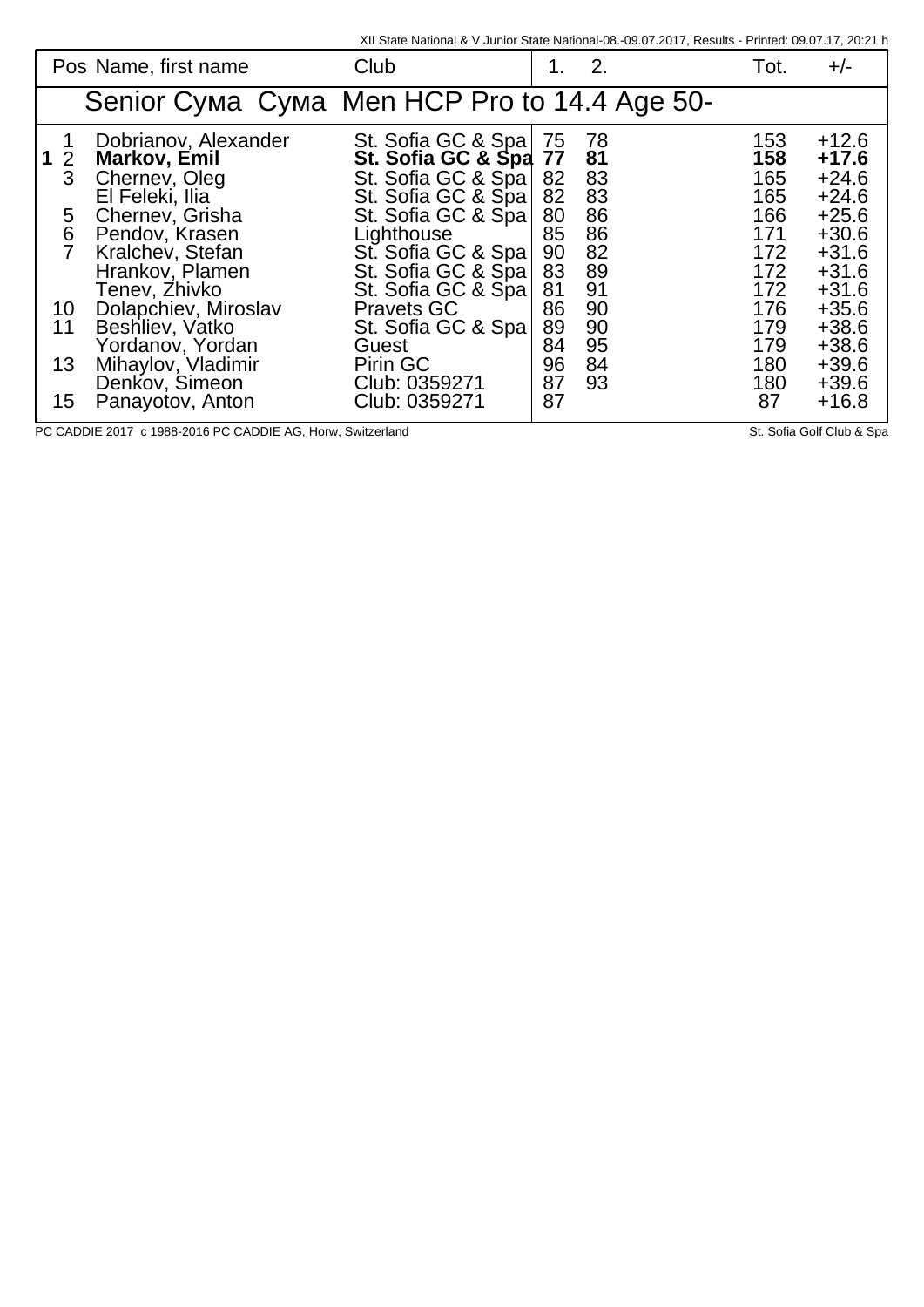| Pos | Name, first name | Club | 1. | 2. | Tot. | +/- |
|---|---|---|---|---|---|---|
| | **Senior Сума Сума Men HCP Pro to 14.4 Age 50-** | | | | | |
| 1 | Dobrianov, Alexander | St. Sofia GC & Spa | 75 | 78 | 153 | +12.6 |
| **1** 2 | **Markov, Emil** | **St. Sofia GC & Spa** | **77** | **81** | **158** | **+17.6** |
| 3 | Chernev, Oleg | St. Sofia GC & Spa | 82 | 83 | 165 | +24.6 |
| | El Feleki, Ilia | St. Sofia GC & Spa | 82 | 83 | 165 | +24.6 |
| 5 | Chernev, Grisha | St. Sofia GC & Spa | 80 | 86 | 166 | +25.6 |
| 6 | Pendov, Krasen | Lighthouse | 85 | 86 | 171 | +30.6 |
| 7 | Kralchev, Stefan | St. Sofia GC & Spa | 90 | 82 | 172 | +31.6 |
| | Hrankov, Plamen | St. Sofia GC & Spa | 83 | 89 | 172 | +31.6 |
| | Tenev, Zhivko | St. Sofia GC & Spa | 81 | 91 | 172 | +31.6 |
| 10 | Dolapchiev, Miroslav | Pravets GC | 86 | 90 | 176 | +35.6 |
| 11 | Beshliev, Vatko | St. Sofia GC & Spa | 89 | 90 | 179 | +38.6 |
| | Yordanov, Yordan | Guest | 84 | 95 | 179 | +38.6 |
| 13 | Mihaylov, Vladimir | Pirin GC | 96 | 84 | 180 | +39.6 |
| | Denkov, Simeon | Club: 0359271 | 87 | 93 | 180 | +39.6 |
| 15 | Panayotov, Anton | Club: 0359271 | 87 | | 87 | +16.8 |